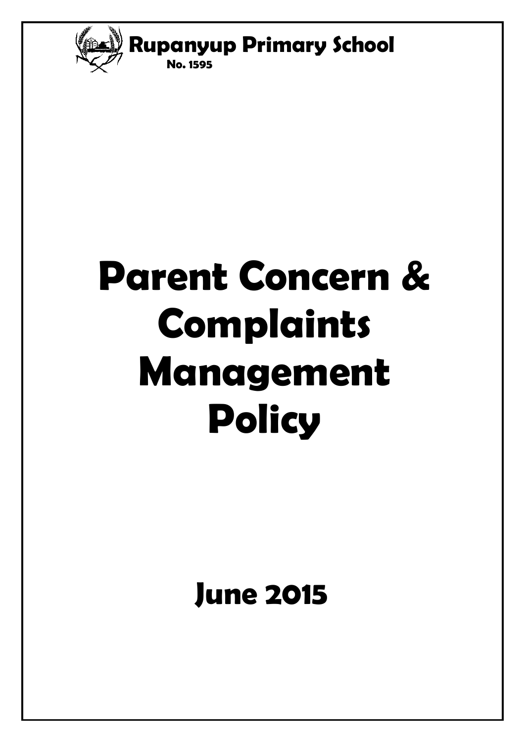**Rupanyup Primary School**

**No. 1595**

# Parent Concern & Complaints Management Policy

## June 2015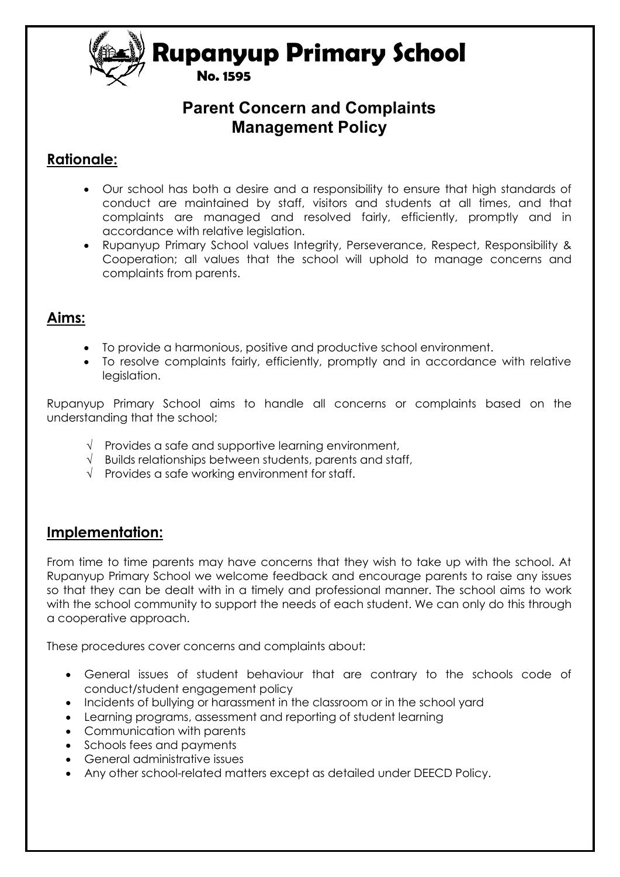# Rupanyup Primary School

**No. 1595**

## Parent Concern and Complaints Management Policy

### Rationale:

- Our school has both a desire and a responsibility to ensure that high standards of conduct are maintained by staff, visitors and students at all times, and that complaints are managed and resolved fairly, efficiently, promptly and in accordance with relative legislation.
- Rupanyup Primary School values Integrity, Perseverance, Respect, Responsibility & Cooperation; all values that the school will uphold to manage concerns and complaints from parents.

### Aims:

- To provide a harmonious, positive and productive school environment.
- To resolve complaints fairly, efficiently, promptly and in accordance with relative legislation.

Rupanyup Primary School aims to handle all concerns or complaints based on the understanding that the school;

- √ Provides a safe and supportive learning environment,
- √ Builds relationships between students, parents and staff,
- √ Provides a safe working environment for staff.

### Implementation:

From time to time parents may have concerns that they wish to take up with the school. At Rupanyup Primary School we welcome feedback and encourage parents to raise any issues so that they can be dealt with in a timely and professional manner. The school aims to work with the school community to support the needs of each student. We can only do this through a cooperative approach.

These procedures cover concerns and complaints about:

- General issues of student behaviour that are contrary to the schools code of conduct/student engagement policy
- Incidents of bullying or harassment in the classroom or in the school yard
- Learning programs, assessment and reporting of student learning
- Communication with parents
- Schools fees and payments
- General administrative issues
- Any other school-related matters except as detailed under DEECD Policy.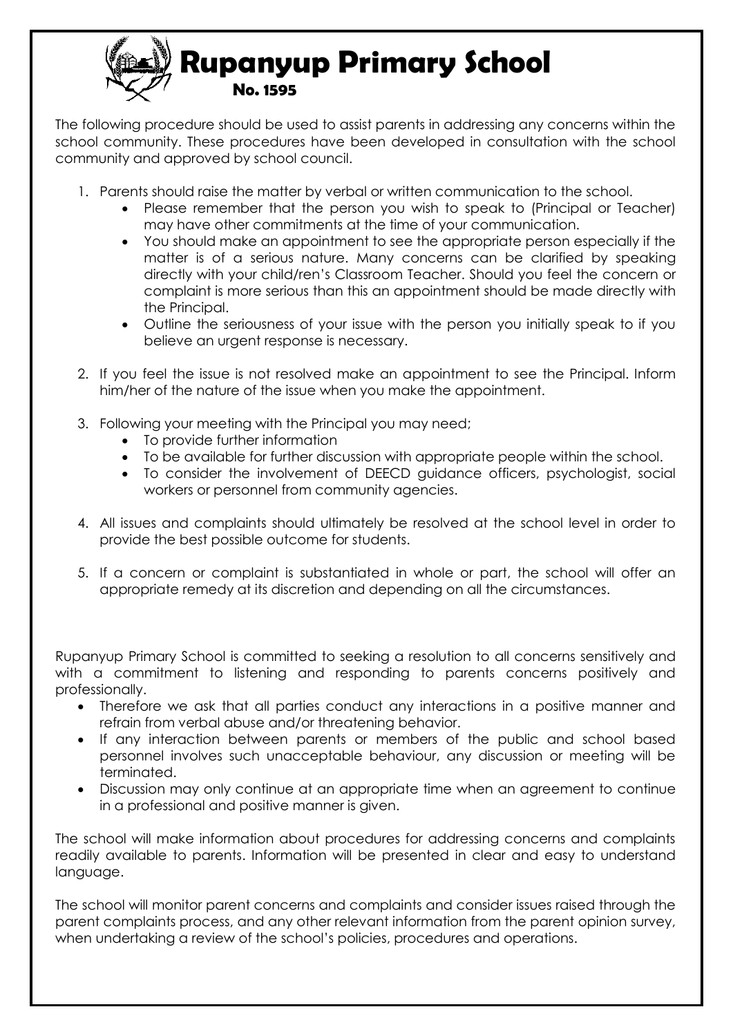# Rupanyup Primary School

**No. 1595**

The following procedure should be used to assist parents in addressing any concerns within the school community. These procedures have been developed in consultation with the school community and approved by school council.

1. Parents should raise the matter by verbal or written communication to the school.
   - Please remember that the person you wish to speak to (Principal or Teacher) may have other commitments at the time of your communication.
   - You should make an appointment to see the appropriate person especially if the matter is of a serious nature. Many concerns can be clarified by speaking directly with your child/ren's Classroom Teacher. Should you feel the concern or complaint is more serious than this an appointment should be made directly with the Principal.
   - Outline the seriousness of your issue with the person you initially speak to if you believe an urgent response is necessary.

2. If you feel the issue is not resolved make an appointment to see the Principal. Inform him/her of the nature of the issue when you make the appointment.

3. Following your meeting with the Principal you may need;
   - To provide further information
   - To be available for further discussion with appropriate people within the school.
   - To consider the involvement of DEECD guidance officers, psychologist, social workers or personnel from community agencies.

4. All issues and complaints should ultimately be resolved at the school level in order to provide the best possible outcome for students.

5. If a concern or complaint is substantiated in whole or part, the school will offer an appropriate remedy at its discretion and depending on all the circumstances.

Rupanyup Primary School is committed to seeking a resolution to all concerns sensitively and with a commitment to listening and responding to parents concerns positively and professionally.

- Therefore we ask that all parties conduct any interactions in a positive manner and refrain from verbal abuse and/or threatening behavior.
- If any interaction between parents or members of the public and school based personnel involves such unacceptable behaviour, any discussion or meeting will be terminated.
- Discussion may only continue at an appropriate time when an agreement to continue in a professional and positive manner is given.

The school will make information about procedures for addressing concerns and complaints readily available to parents. Information will be presented in clear and easy to understand language.

The school will monitor parent concerns and complaints and consider issues raised through the parent complaints process, and any other relevant information from the parent opinion survey, when undertaking a review of the school's policies, procedures and operations.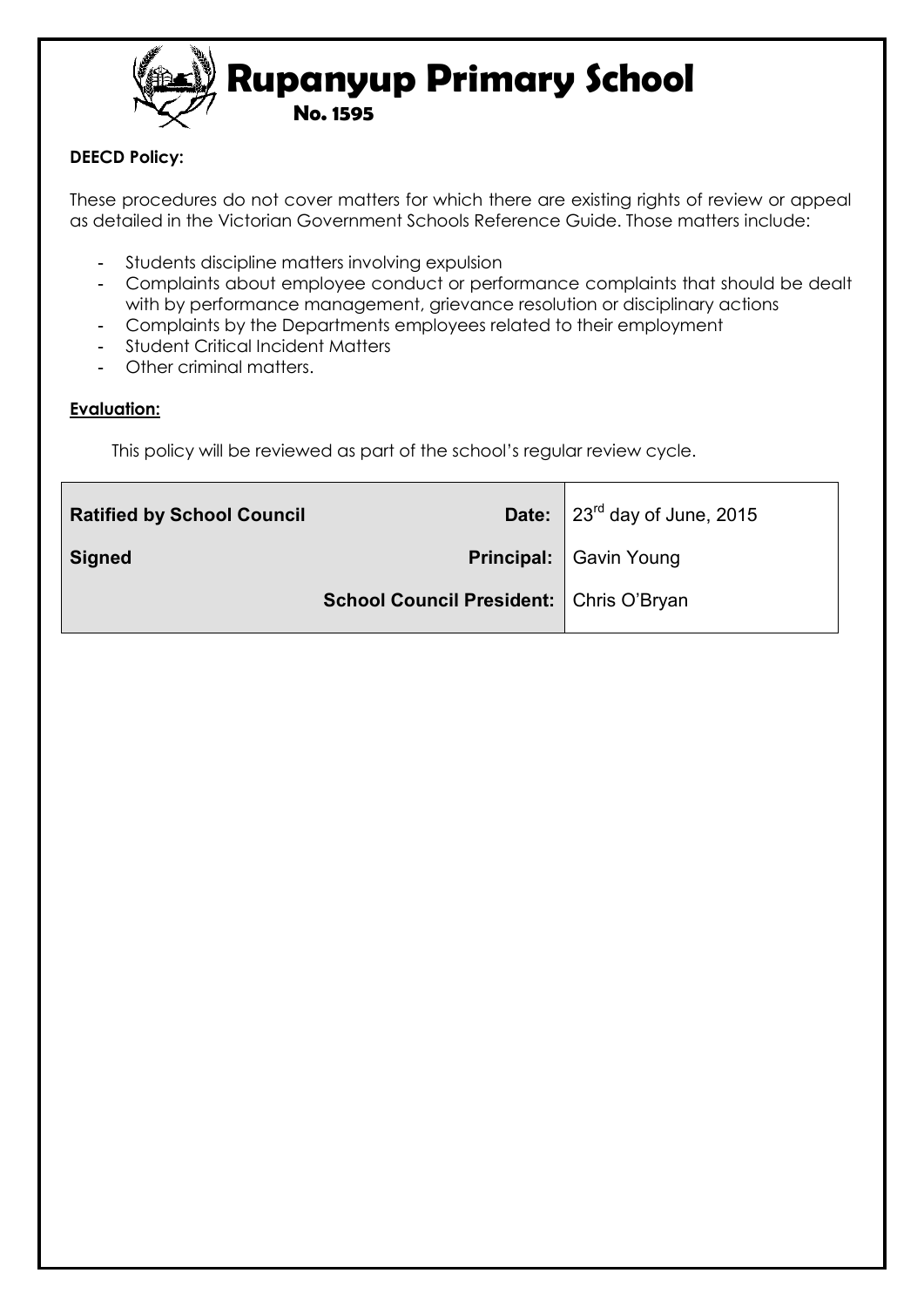# Rupanyup Primary School
**No. 1595**

**DEECD Policy:**

These procedures do not cover matters for which there are existing rights of review or appeal as detailed in the Victorian Government Schools Reference Guide. Those matters include:

- Students discipline matters involving expulsion
- Complaints about employee conduct or performance complaints that should be dealt with by performance management, grievance resolution or disciplinary actions
- Complaints by the Departments employees related to their employment
- Student Critical Incident Matters
- Other criminal matters.

**Evaluation:**

This policy will be reviewed as part of the school's regular review cycle.

| | | |
|---|---|---|
| **Ratified by School Council** | **Date:** | 23rd day of June, 2015 |
| **Signed** | **Principal:** | Gavin Young |
| | **School Council President:** | Chris O'Bryan |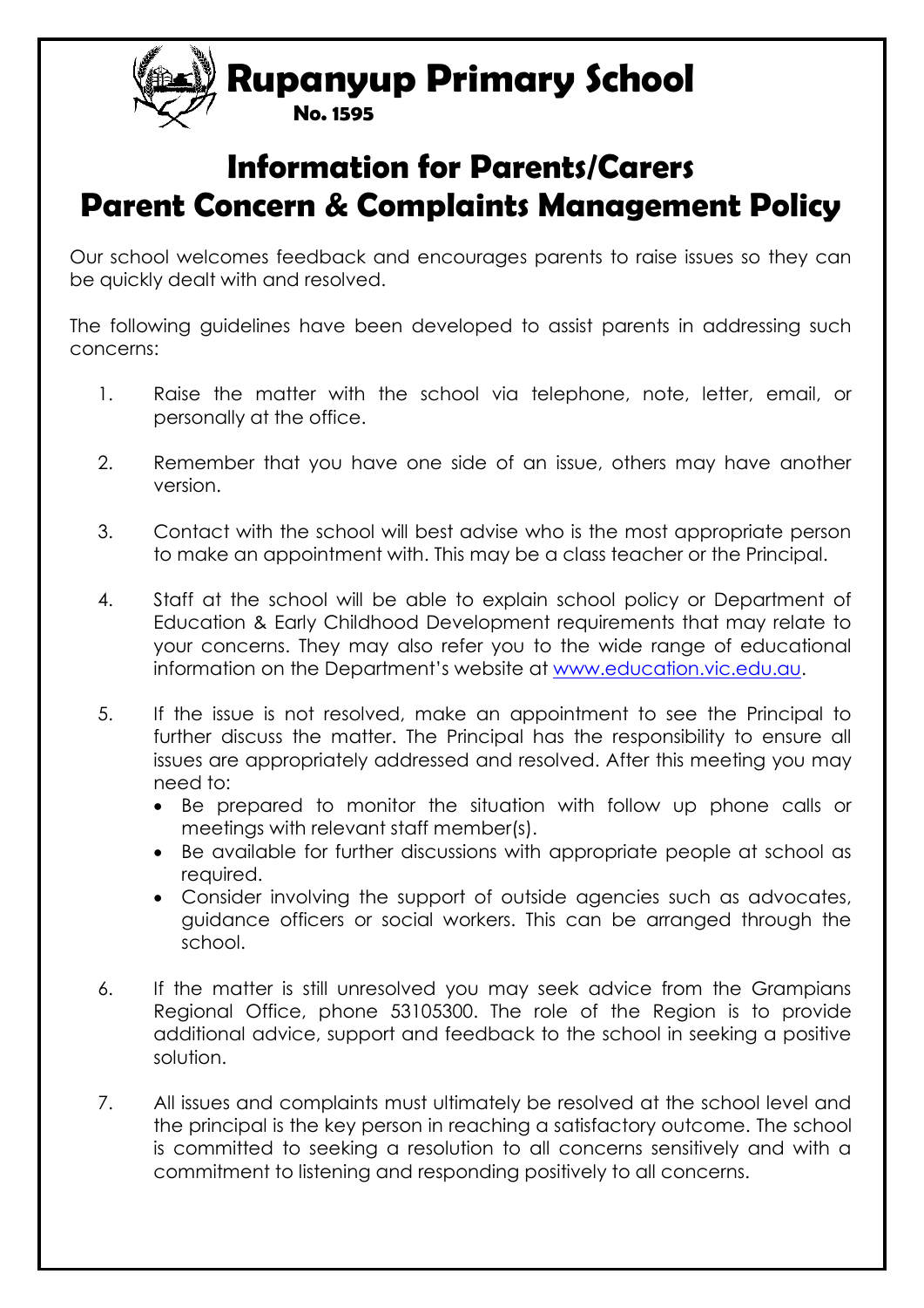# Rupanyup Primary School

**No. 1595**

## Information for Parents/Carers
## Parent Concern & Complaints Management Policy

Our school welcomes feedback and encourages parents to raise issues so they can be quickly dealt with and resolved.

The following guidelines have been developed to assist parents in addressing such concerns:

1. Raise the matter with the school via telephone, note, letter, email, or personally at the office.

2. Remember that you have one side of an issue, others may have another version.

3. Contact with the school will best advise who is the most appropriate person to make an appointment with. This may be a class teacher or the Principal.

4. Staff at the school will be able to explain school policy or Department of Education & Early Childhood Development requirements that may relate to your concerns. They may also refer you to the wide range of educational information on the Department's website at www.education.vic.edu.au.

5. If the issue is not resolved, make an appointment to see the Principal to further discuss the matter. The Principal has the responsibility to ensure all issues are appropriately addressed and resolved. After this meeting you may need to:
   - Be prepared to monitor the situation with follow up phone calls or meetings with relevant staff member(s).
   - Be available for further discussions with appropriate people at school as required.
   - Consider involving the support of outside agencies such as advocates, guidance officers or social workers. This can be arranged through the school.

6. If the matter is still unresolved you may seek advice from the Grampians Regional Office, phone 53105300. The role of the Region is to provide additional advice, support and feedback to the school in seeking a positive solution.

7. All issues and complaints must ultimately be resolved at the school level and the principal is the key person in reaching a satisfactory outcome. The school is committed to seeking a resolution to all concerns sensitively and with a commitment to listening and responding positively to all concerns.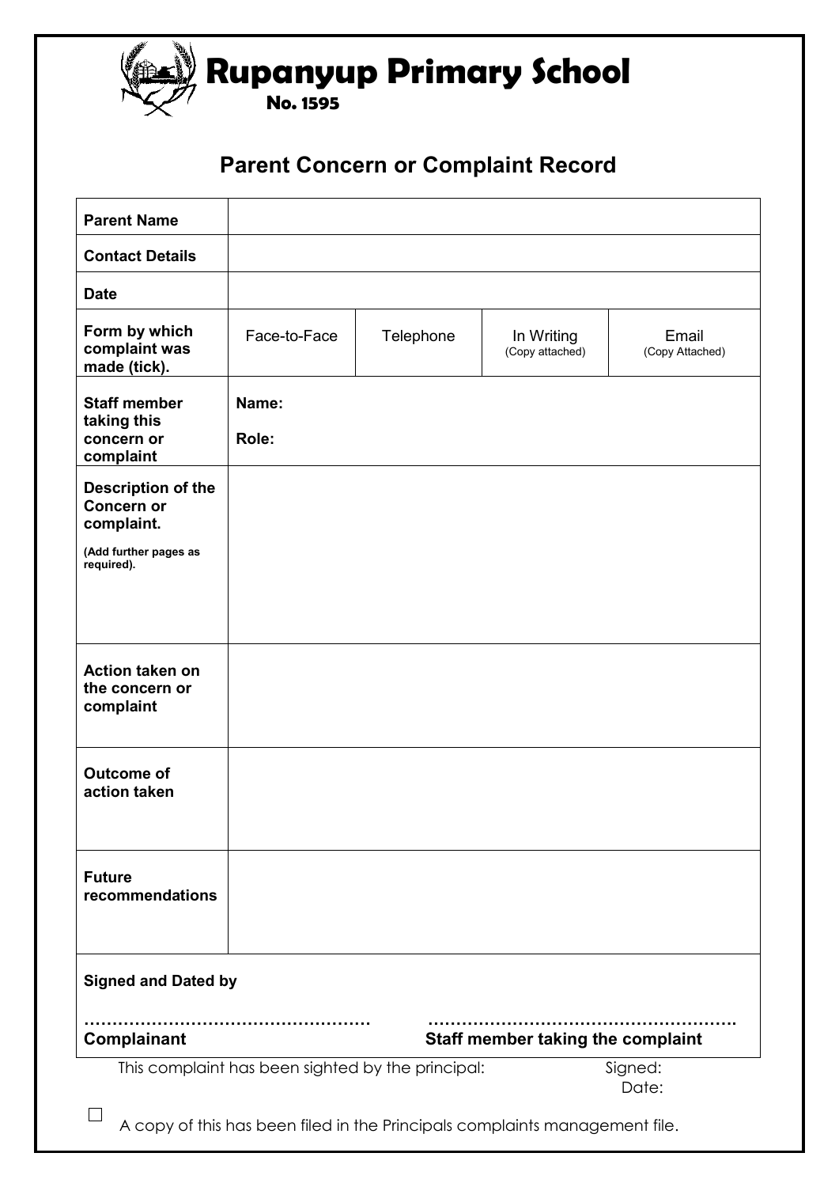# Rupanyup Primary School

**No. 1595**

## Parent Concern or Complaint Record

| | | | | |
|---|---|---|---|---|
| **Parent Name** | | | | |
| **Contact Details** | | | | |
| **Date** | | | | |
| **Form by which complaint was made (tick).** | Face-to-Face | Telephone | In Writing (Copy attached) | Email (Copy Attached) |
| **Staff member taking this concern or complaint** | **Name:** <br> **Role:** | | | |
| **Description of the Concern or complaint.** <br> **(Add further pages as required).** | | | | |
| **Action taken on the concern or complaint** | | | | |
| **Outcome of action taken** | | | | |
| **Future recommendations** | | | | |

**Signed and Dated by**

……………………………………………… ………………………………………………

**Complainant** **Staff member taking the complaint**

This complaint has been sighted by the principal: Signed:

Date:

☐ A copy of this has been filed in the Principals complaints management file.